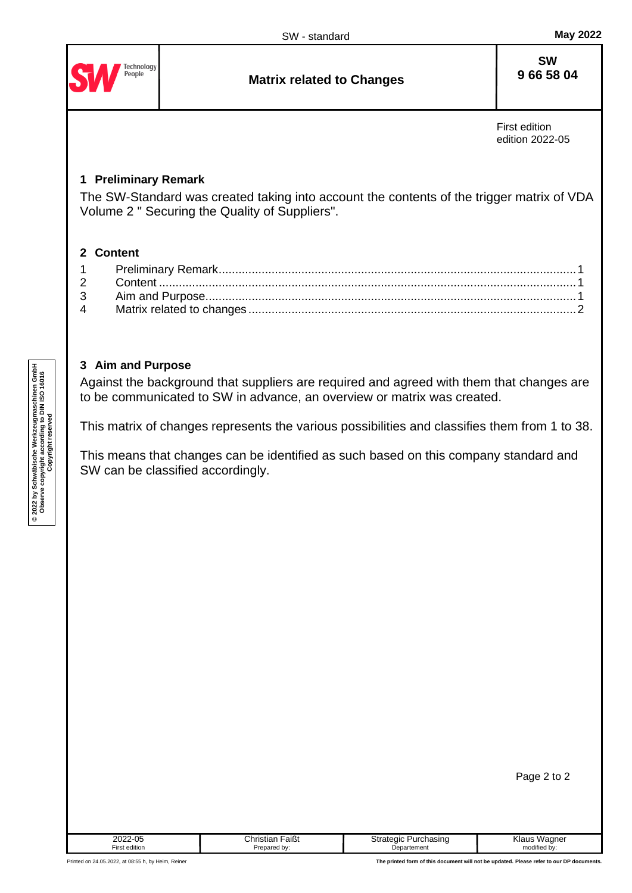# Matrix related to Changes

SW
9 66 58 04

First edition
edition 2022-05

## 1 Preliminary Remark

The SW-Standard was created taking into account the contents of the trigger matrix of VDA Volume 2 " Securing the Quality of Suppliers".

## 2 Content

| | | |
|---|---|---|
| 1 | Preliminary Remark | 1 |
| 2 | Content | 1 |
| 3 | Aim and Purpose | 1 |
| 4 | Matrix related to changes | 2 |

## 3 Aim and Purpose

Against the background that suppliers are required and agreed with them that changes are to be communicated to SW in advance, an overview or matrix was created.

This matrix of changes represents the various possibilities and classifies them from 1 to 38.

This means that changes can be identified as such based on this company standard and SW can be classified accordingly.

| 2022-05 | Christian Faißt | Strategic Purchasing | Klaus Wagner |
|---|---|---|---|
| First edition | Prepared by: | Departement | modified by: |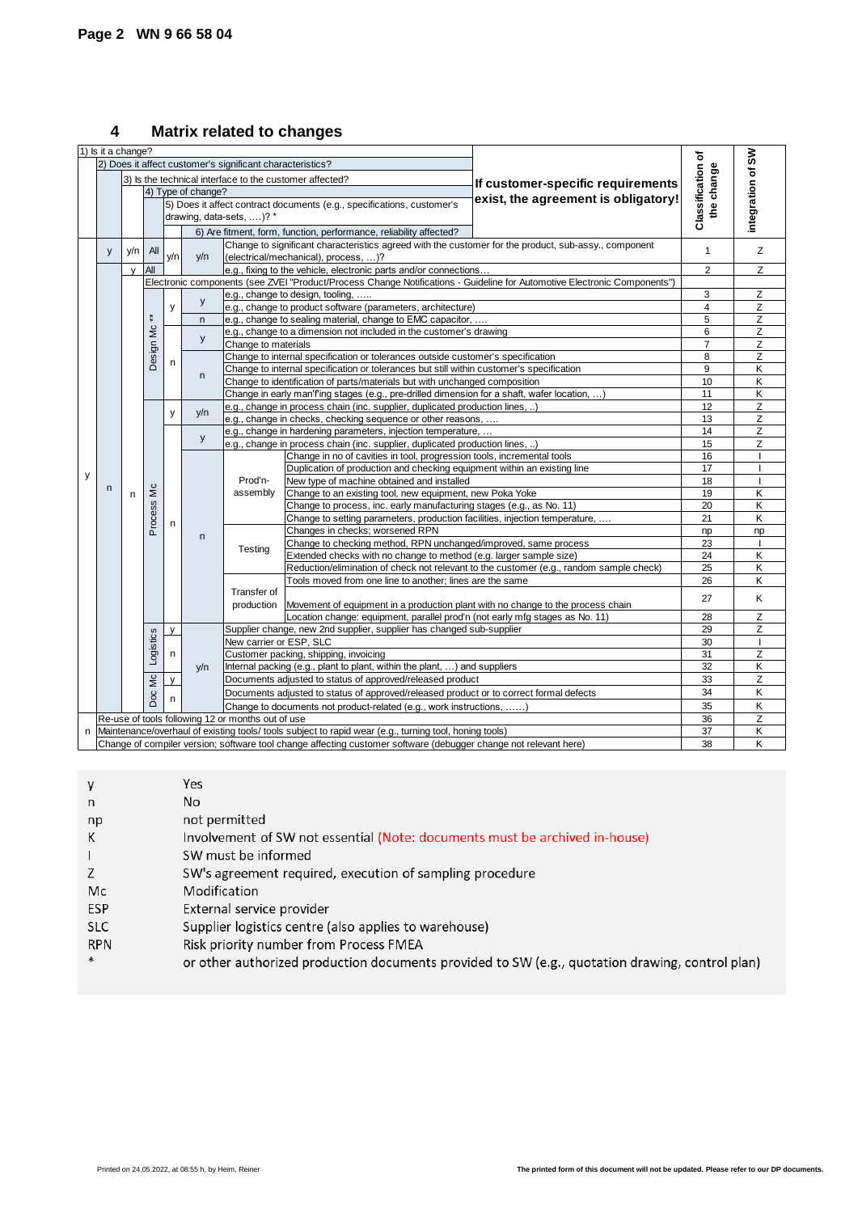# 4 Matrix related to changes

| 1) Is it a change? | 2) Does it affect customer's significant characteristics? | 3) Is the technical interface to the customer affected? | 4) Type of change? | 5) Does it affect contract documents (e.g., specifications, customer's drawing, data-sets, ….)? * | 6) Are fitment, form, function, performance, reliability affected? | If customer-specific requirements exist, the agreement is obligatory! | | Classification of the change | integration of SW |
|---|---|---|---|---|---|---|---|---|---|
| y | y | y/n | All | y/n | y/n | Change to significant characteristics agreed with the customer for the product, sub-assy., component (electrical/mechanical), process, …)? | | 1 | Z |
| y | n | y | All | | | e.g., fixing to the vehicle, electronic parts and/or connections… | | 2 | Z |
| y | n | n | | | | Electronic components (see ZVEI "Product/Process Change Notifications - Guideline for Automotive Electronic Components") | | | |
| y | n | n | Design Mc ** | y | y | e.g., change to design, tooling, ….. | | 3 | Z |
| y | n | n | Design Mc ** | y | y | e.g., change to product software (parameters, architecture) | | 4 | Z |
| y | n | n | Design Mc ** | y | n | e.g., change to sealing material, change to EMC capacitor, …. | | 5 | Z |
| y | n | n | Design Mc ** | n | y | e.g., change to a dimension not included in the customer's drawing | | 6 | Z |
| y | n | n | Design Mc ** | n | y | Change to materials | | 7 | Z |
| y | n | n | Design Mc ** | n | n | Change to internal specification or tolerances outside customer's specification | | 8 | Z |
| y | n | n | Design Mc ** | n | n | Change to internal specification or tolerances but still within customer's specification | | 9 | K |
| y | n | n | Design Mc ** | n | n | Change to identification of parts/materials but with unchanged composition | | 10 | K |
| y | n | n | Design Mc ** | n | n | Change in early man'f'ing stages (e.g., pre-drilled dimension for a shaft, wafer location, …) | | 11 | K |
| y | n | n | Process Mc | y | y/n | e.g., change in process chain (inc. supplier, duplicated production lines, ..) | | 12 | Z |
| y | n | n | Process Mc | y | y/n | e.g., change in checks, checking sequence or other reasons, …. | | 13 | Z |
| y | n | n | Process Mc | n | y | e.g., change in hardening parameters, injection temperature, … | | 14 | Z |
| y | n | n | Process Mc | n | y | e.g., change in process chain (inc. supplier, duplicated production lines, ..) | | 15 | Z |
| y | n | n | Process Mc | n | n | Prod'n-assembly | Change in no of cavities in tool, progression tools, incremental tools | 16 | I |
| y | n | n | Process Mc | n | n | Prod'n-assembly | Duplication of production and checking equipment within an existing line | 17 | I |
| y | n | n | Process Mc | n | n | Prod'n-assembly | New type of machine obtained and installed | 18 | I |
| y | n | n | Process Mc | n | n | Prod'n-assembly | Change to an existing tool, new equipment, new Poka Yoke | 19 | K |
| y | n | n | Process Mc | n | n | Prod'n-assembly | Change to process, inc. early manufacturing stages (e.g., as No. 11) | 20 | K |
| y | n | n | Process Mc | n | n | Prod'n-assembly | Change to setting parameters, production facilities, injection temperature, …. | 21 | K |
| y | n | n | Process Mc | n | n | Testing | Changes in checks; worsened RPN | np | np |
| y | n | n | Process Mc | n | n | Testing | Change to checking method, RPN unchanged/improved, same process | 23 | I |
| y | n | n | Process Mc | n | n | Testing | Extended checks with no change to method (e.g. larger sample size) | 24 | K |
| y | n | n | Process Mc | n | n | Testing | Reduction/elimination of check not relevant to the customer (e.g., random sample check) | 25 | K |
| y | n | n | Process Mc | n | n | Transfer of production | Tools moved from one line to another; lines are the same | 26 | K |
| y | n | n | Process Mc | n | n | Transfer of production | Movement of equipment in a production plant with no change to the process chain | 27 | K |
| y | n | n | Process Mc | n | n | Transfer of production | Location change: equipment, parallel prod'n (not early mfg stages as No. 11) | 28 | Z |
| y | n | n | Logistics | y | y/n | Supplier change, new 2nd supplier, supplier has changed sub-supplier | | 29 | Z |
| y | n | n | Logistics | n | y/n | New carrier or ESP, SLC | | 30 | I |
| y | n | n | Logistics | n | y/n | Customer packing, shipping, invoicing | | 31 | Z |
| y | n | n | Logistics | n | y/n | Internal packing (e.g., plant to plant, within the plant, …) and suppliers | | 32 | K |
| y | n | n | Doc Mc | y | y/n | Documents adjusted to status of approved/released product | | 33 | Z |
| y | n | n | Doc Mc | n | y/n | Documents adjusted to status of approved/released product or to correct formal defects | | 34 | K |
| y | n | n | Doc Mc | n | y/n | Change to documents not product-related (e.g., work instructions, ……) | | 35 | K |
| y | Re-use of tools following 12 or months out of use | | | | | | | 36 | Z |
| n | Maintenance/overhaul of existing tools/ tools subject to rapid wear (e.g., turning tool, honing tools) | | | | | | | 37 | K |
| n | Change of compiler version; software tool change affecting customer software (debugger change not relevant here) | | | | | | | 38 | K |

| | |
|---|---|
| y | Yes |
| n | No |
| np | not permitted |
| K | Involvement of SW not essential (Note: documents must be archived in-house) |
| I | SW must be informed |
| Z | SW's agreement required, execution of sampling procedure |
| Mc | Modification |
| ESP | External service provider |
| SLC | Supplier logistics centre (also applies to warehouse) |
| RPN | Risk priority number from Process FMEA |
| * | or other authorized production documents provided to SW (e.g., quotation drawing, control plan) |